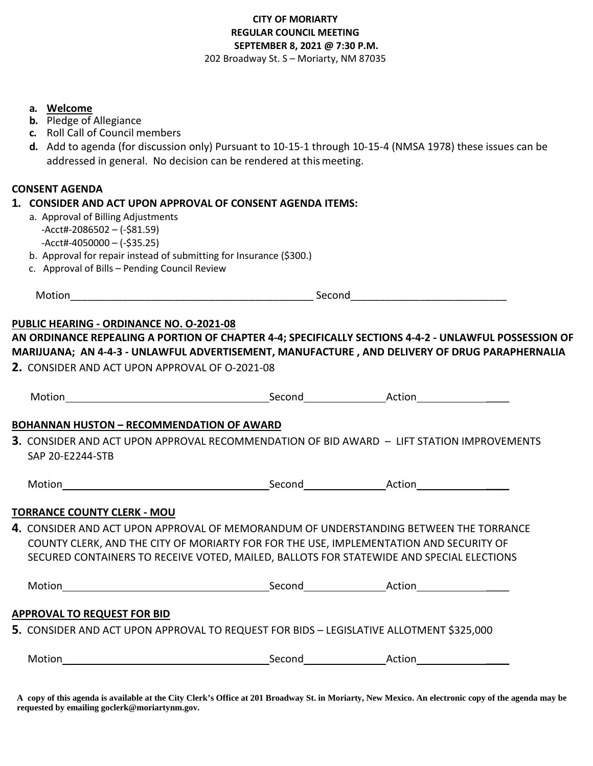**CITY OF MORIARTY**
**REGULAR COUNCIL MEETING**
**SEPTEMBER 8, 2021 @ 7:30 P.M.**
202 Broadway St. S – Moriarty, NM 87035

- **a.** **Welcome**
- **b.** Pledge of Allegiance
- **c.** Roll Call of Council members
- **d.** Add to agenda (for discussion only) Pursuant to 10-15-1 through 10-15-4 (NMSA 1978) these issues can be addressed in general. No decision can be rendered at this meeting.

**CONSENT AGENDA**

**1. CONSIDER AND ACT UPON APPROVAL OF CONSENT AGENDA ITEMS:**

- a. Approval of Billing Adjustments
  - -Acct#-2086502 – (-$81.59)
  - -Acct#-4050000 – (-$35.25)
- b. Approval for repair instead of submitting for Insurance ($300.)
- c. Approval of Bills – Pending Council Review

Motion___________________________________________ Second___________________________

**PUBLIC HEARING - ORDINANCE NO. O-2021-08**

**AN ORDINANCE REPEALING A PORTION OF CHAPTER 4-4; SPECIFICALLY SECTIONS 4-4-2 - UNLAWFUL POSSESSION OF MARIJUANA; AN 4-4-3 - UNLAWFUL ADVERTISEMENT, MANUFACTURE , AND DELIVERY OF DRUG PARAPHERNALIA**

**2.** CONSIDER AND ACT UPON APPROVAL OF O-2021-08

Motion___________________________________ Second______________ Action__________________

**BOHANNAN HUSTON – RECOMMENDATION OF AWARD**

**3.** CONSIDER AND ACT UPON APPROVAL RECOMMENDATION OF BID AWARD – LIFT STATION IMPROVEMENTS SAP 20-E2244-STB

Motion___________________________________ Second______________ Action__________________

**TORRANCE COUNTY CLERK - MOU**

**4.** CONSIDER AND ACT UPON APPROVAL OF MEMORANDUM OF UNDERSTANDING BETWEEN THE TORRANCE COUNTY CLERK, AND THE CITY OF MORIARTY FOR FOR THE USE, IMPLEMENTATION AND SECURITY OF SECURED CONTAINERS TO RECEIVE VOTED, MAILED, BALLOTS FOR STATEWIDE AND SPECIAL ELECTIONS

Motion___________________________________ Second______________ Action__________________

**APPROVAL TO REQUEST FOR BID**

**5.** CONSIDER AND ACT UPON APPROVAL TO REQUEST FOR BIDS – LEGISLATIVE ALLOTMENT $325,000

Motion___________________________________ Second______________ Action__________________

**A copy of this agenda is available at the City Clerk's Office at 201 Broadway St. in Moriarty, New Mexico. An electronic copy of the agenda may be requested by emailing goclerk@moriartynm.gov.**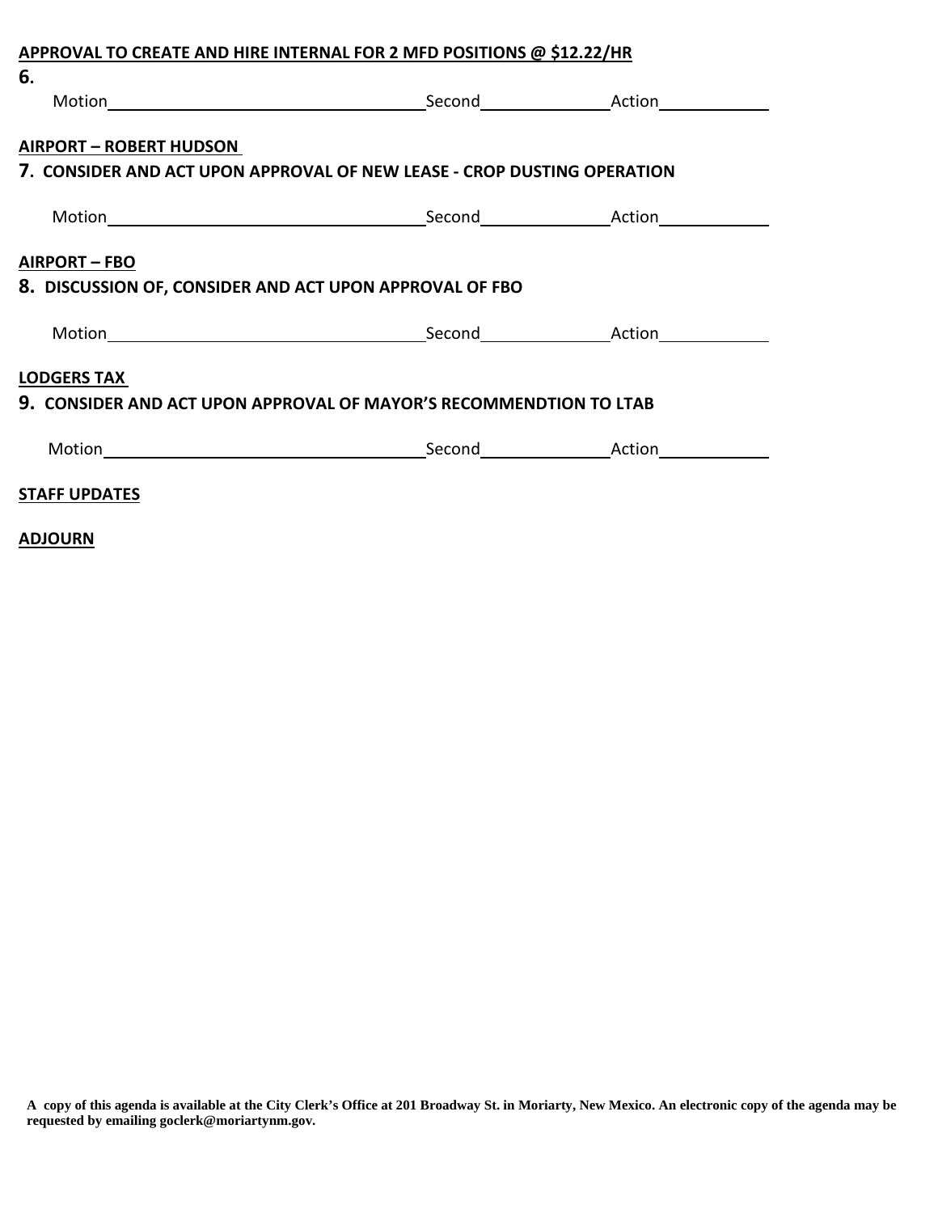**APPROVAL TO CREATE AND HIRE INTERNAL FOR 2 MFD POSITIONS @ $12.22/HR**

**6**.

Motion\_\_\_\_\_\_\_\_\_\_\_\_\_\_\_\_\_\_\_\_\_\_\_\_\_\_\_\_\_\_Second\_\_\_\_\_\_\_\_\_\_\_\_Action\_\_\_\_\_\_\_\_\_\_

**AIRPORT – ROBERT HUDSON**

**7. CONSIDER AND ACT UPON APPROVAL OF NEW LEASE - CROP DUSTING OPERATION**

Motion\_\_\_\_\_\_\_\_\_\_\_\_\_\_\_\_\_\_\_\_\_\_\_\_\_\_\_\_\_\_Second\_\_\_\_\_\_\_\_\_\_\_\_Action\_\_\_\_\_\_\_\_\_\_

**AIRPORT – FBO**

**8. DISCUSSION OF, CONSIDER AND ACT UPON APPROVAL OF FBO**

Motion\_\_\_\_\_\_\_\_\_\_\_\_\_\_\_\_\_\_\_\_\_\_\_\_\_\_\_\_\_\_Second\_\_\_\_\_\_\_\_\_\_\_\_Action\_\_\_\_\_\_\_\_\_\_

**LODGERS TAX**

**9. CONSIDER AND ACT UPON APPROVAL OF MAYOR'S RECOMMENDTION TO LTAB**

Motion\_\_\_\_\_\_\_\_\_\_\_\_\_\_\_\_\_\_\_\_\_\_\_\_\_\_\_\_\_\_Second\_\_\_\_\_\_\_\_\_\_\_\_Action\_\_\_\_\_\_\_\_\_\_

**STAFF UPDATES**

**ADJOURN**

**A copy of this agenda is available at the City Clerk's Office at 201 Broadway St. in Moriarty, New Mexico. An electronic copy of the agenda may be requested by emailing goclerk@moriartynm.gov.**